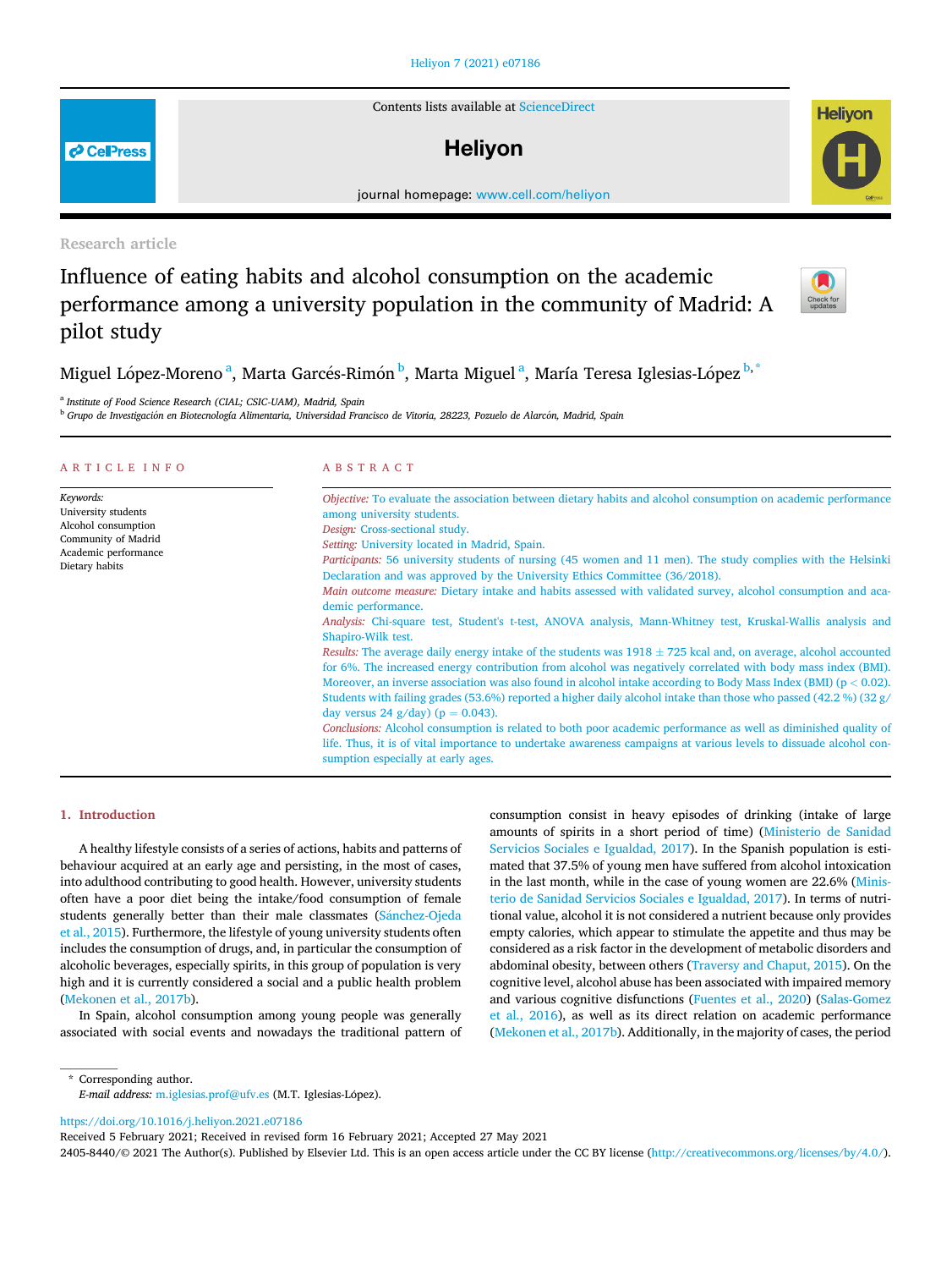Research article

# Influence of eating habits and alcohol consumption on the academic performance among a university population in the community of Madrid: A pilot study

Miguel López-Moreno [a], Marta Garcés-Rimón [b], Marta Miguel [a], María Teresa Iglesias-López [b,*]

[a] Institute of Food Science Research (CIAL; CSIC-UAM), Madrid, Spain

[b] Grupo de Investigación en Biotecnología Alimentaria, Universidad Francisco de Vitoria, 28223, Pozuelo de Alarcón, Madrid, Spain

## ARTICLE INFO

*Keywords:*
University students
Alcohol consumption
Community of Madrid
Academic performance
Dietary habits

## ABSTRACT

*Objective:* To evaluate the association between dietary habits and alcohol consumption on academic performance among university students.

*Design:* Cross-sectional study.

*Setting:* University located in Madrid, Spain.

*Participants:* 56 university students of nursing (45 women and 11 men). The study complies with the Helsinki Declaration and was approved by the University Ethics Committee (36/2018).

*Main outcome measure:* Dietary intake and habits assessed with validated survey, alcohol consumption and academic performance.

*Analysis:* Chi-square test, Student's t-test, ANOVA analysis, Mann-Whitney test, Kruskal-Wallis analysis and Shapiro-Wilk test.

*Results:* The average daily energy intake of the students was 1918 ± 725 kcal and, on average, alcohol accounted for 6%. The increased energy contribution from alcohol was negatively correlated with body mass index (BMI). Moreover, an inverse association was also found in alcohol intake according to Body Mass Index (BMI) ($p < 0.02$). Students with failing grades (53.6%) reported a higher daily alcohol intake than those who passed (42.2 %) (32 g/day versus 24 g/day) ($p = 0.043$).

*Conclusions:* Alcohol consumption is related to both poor academic performance as well as diminished quality of life. Thus, it is of vital importance to undertake awareness campaigns at various levels to dissuade alcohol consumption especially at early ages.

## 1. Introduction

A healthy lifestyle consists of a series of actions, habits and patterns of behaviour acquired at an early age and persisting, in the most of cases, into adulthood contributing to good health. However, university students often have a poor diet being the intake/food consumption of female students generally better than their male classmates (Sánchez-Ojeda et al., 2015). Furthermore, the lifestyle of young university students often includes the consumption of drugs, and, in particular the consumption of alcoholic beverages, especially spirits, in this group of population is very high and it is currently considered a social and a public health problem (Mekonen et al., 2017b).

In Spain, alcohol consumption among young people was generally associated with social events and nowadays the traditional pattern of consumption consist in heavy episodes of drinking (intake of large amounts of spirits in a short period of time) (Ministerio de Sanidad Servicios Sociales e Igualdad, 2017). In the Spanish population is estimated that 37.5% of young men have suffered from alcohol intoxication in the last month, while in the case of young women are 22.6% (Ministerio de Sanidad Servicios Sociales e Igualdad, 2017). In terms of nutritional value, alcohol it is not considered a nutrient because only provides empty calories, which appear to stimulate the appetite and thus may be considered as a risk factor in the development of metabolic disorders and abdominal obesity, between others (Traversy and Chaput, 2015). On the cognitive level, alcohol abuse has been associated with impaired memory and various cognitive disfunctions (Fuentes et al., 2020) (Salas-Gomez et al., 2016), as well as its direct relation on academic performance (Mekonen et al., 2017b). Additionally, in the majority of cases, the period

* Corresponding author.
*E-mail address:* m.iglesias.prof@ufv.es (M.T. Iglesias-López).

https://doi.org/10.1016/j.heliyon.2021.e07186
Received 5 February 2021; Received in revised form 16 February 2021; Accepted 27 May 2021
2405-8440/© 2021 The Author(s). Published by Elsevier Ltd. This is an open access article under the CC BY license (http://creativecommons.org/licenses/by/4.0/).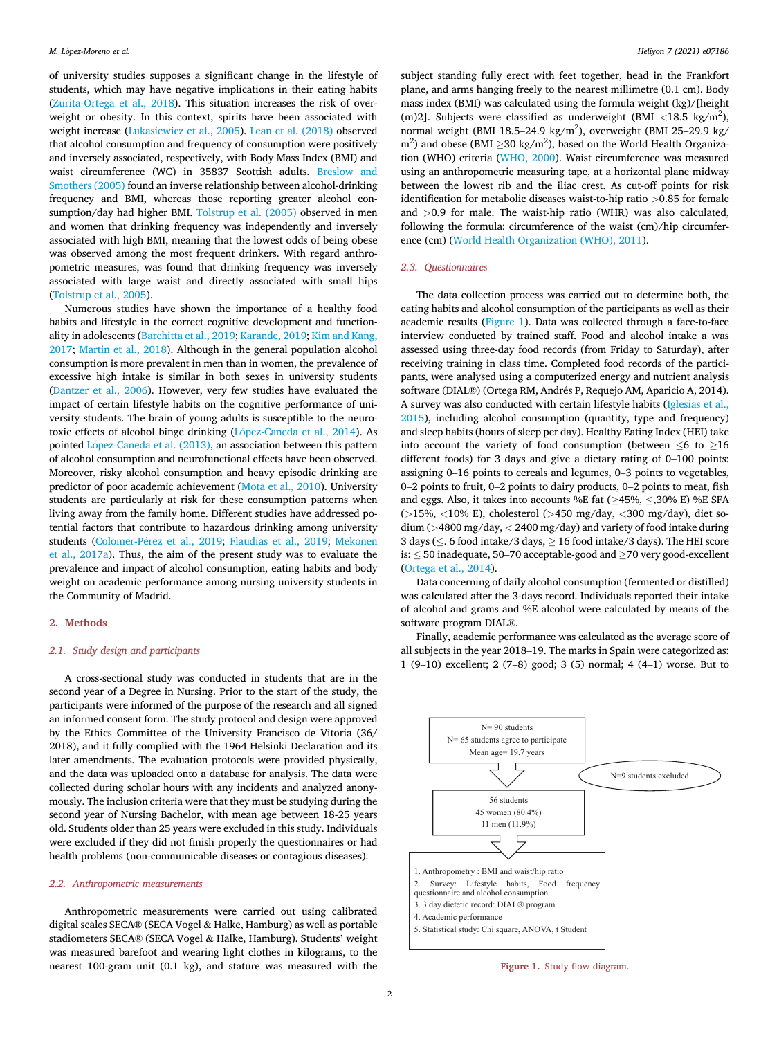of university studies supposes a significant change in the lifestyle of students, which may have negative implications in their eating habits (Zurita-Ortega et al., 2018). This situation increases the risk of overweight or obesity. In this context, spirits have been associated with weight increase (Lukasiewicz et al., 2005). Lean et al. (2018) observed that alcohol consumption and frequency of consumption were positively and inversely associated, respectively, with Body Mass Index (BMI) and waist circumference (WC) in 35837 Scottish adults. Breslow and Smothers (2005) found an inverse relationship between alcohol-drinking frequency and BMI, whereas those reporting greater alcohol consumption/day had higher BMI. Tolstrup et al. (2005) observed in men and women that drinking frequency was independently and inversely associated with high BMI, meaning that the lowest odds of being obese was observed among the most frequent drinkers. With regard anthropometric measures, was found that drinking frequency was inversely associated with large waist and directly associated with small hips (Tolstrup et al., 2005).

Numerous studies have shown the importance of a healthy food habits and lifestyle in the correct cognitive development and functionality in adolescents (Barchitta et al., 2019; Karande, 2019; Kim and Kang, 2017; Martin et al., 2018). Although in the general population alcohol consumption is more prevalent in men than in women, the prevalence of excessive high intake is similar in both sexes in university students (Dantzer et al., 2006). However, very few studies have evaluated the impact of certain lifestyle habits on the cognitive performance of university students. The brain of young adults is susceptible to the neurotoxic effects of alcohol binge drinking (López-Caneda et al., 2014). As pointed López-Caneda et al. (2013), an association between this pattern of alcohol consumption and neurofunctional effects have been observed. Moreover, risky alcohol consumption and heavy episodic drinking are predictor of poor academic achievement (Mota et al., 2010). University students are particularly at risk for these consumption patterns when living away from the family home. Different studies have addressed potential factors that contribute to hazardous drinking among university students (Colomer-Pérez et al., 2019; Flaudias et al., 2019; Mekonen et al., 2017a). Thus, the aim of the present study was to evaluate the prevalence and impact of alcohol consumption, eating habits and body weight on academic performance among nursing university students in the Community of Madrid.

## 2. Methods

### 2.1. Study design and participants

A cross-sectional study was conducted in students that are in the second year of a Degree in Nursing. Prior to the start of the study, the participants were informed of the purpose of the research and all signed an informed consent form. The study protocol and design were approved by the Ethics Committee of the University Francisco de Vitoria (36/2018), and it fully complied with the 1964 Helsinki Declaration and its later amendments. The evaluation protocols were provided physically, and the data was uploaded onto a database for analysis. The data were collected during scholar hours with any incidents and analyzed anonymously. The inclusion criteria were that they must be studying during the second year of Nursing Bachelor, with mean age between 18-25 years old. Students older than 25 years were excluded in this study. Individuals were excluded if they did not finish properly the questionnaires or had health problems (non-communicable diseases or contagious diseases).

### 2.2. Anthropometric measurements

Anthropometric measurements were carried out using calibrated digital scales SECA® (SECA Vogel & Halke, Hamburg) as well as portable stadiometers SECA® (SECA Vogel & Halke, Hamburg). Students' weight was measured barefoot and wearing light clothes in kilograms, to the nearest 100-gram unit (0.1 kg), and stature was measured with the subject standing fully erect with feet together, head in the Frankfort plane, and arms hanging freely to the nearest millimetre (0.1 cm). Body mass index (BMI) was calculated using the formula weight (kg)/[height (m)2]. Subjects were classified as underweight (BMI <18.5 kg/m$^2$), normal weight (BMI 18.5–24.9 kg/m$^2$), overweight (BMI 25–29.9 kg/m$^2$) and obese (BMI ≥30 kg/m$^2$), based on the World Health Organization (WHO) criteria (WHO, 2000). Waist circumference was measured using an anthropometric measuring tape, at a horizontal plane midway between the lowest rib and the iliac crest. As cut-off points for risk identification for metabolic diseases waist-to-hip ratio >0.85 for female and >0.9 for male. The waist-hip ratio (WHR) was also calculated, following the formula: circumference of the waist (cm)/hip circumference (cm) (World Health Organization (WHO), 2011).

### 2.3. Questionnaires

The data collection process was carried out to determine both, the eating habits and alcohol consumption of the participants as well as their academic results (Figure 1). Data was collected through a face-to-face interview conducted by trained staff. Food and alcohol intake a was assessed using three-day food records (from Friday to Saturday), after receiving training in class time. Completed food records of the participants, were analysed using a computerized energy and nutrient analysis software (DIAL®) (Ortega RM, Andrés P, Requejo AM, Aparicio A, 2014). A survey was also conducted with certain lifestyle habits (Iglesias et al., 2015), including alcohol consumption (quantity, type and frequency) and sleep habits (hours of sleep per day). Healthy Eating Index (HEI) take into account the variety of food consumption (between ≤6 to ≥16 different foods) for 3 days and give a dietary rating of 0–100 points: assigning 0–16 points to cereals and legumes, 0–3 points to vegetables, 0–2 points to fruit, 0–2 points to dairy products, 0–2 points to meat, fish and eggs. Also, it takes into accounts %E fat (≥45%, ≤,30% E) %E SFA (>15%, <10% E), cholesterol (>450 mg/day, <300 mg/day), diet sodium (>4800 mg/day, < 2400 mg/day) and variety of food intake during 3 days (≤. 6 food intake/3 days, ≥ 16 food intake/3 days). The HEI score is: ≤ 50 inadequate, 50–70 acceptable-good and ≥70 very good-excellent (Ortega et al., 2014).

Data concerning of daily alcohol consumption (fermented or distilled) was calculated after the 3-days record. Individuals reported their intake of alcohol and grams and %E alcohol were calculated by means of the software program DIAL®.

Finally, academic performance was calculated as the average score of all subjects in the year 2018–19. The marks in Spain were categorized as: 1 (9–10) excellent; 2 (7–8) good; 3 (5) normal; 4 (4–1) worse. But to

N= 90 students
N= 65 students agree to participate
Mean age= 19.7 years

N=9 students excluded

56 students
45 women (80.4%)
11 men (11.9%)

1. Anthropometry : BMI and waist/hip ratio
2. Survey: Lifestyle habits, Food frequency questionnaire and alcohol consumption
3. 3 day dietetic record: DIAL® program
4. Academic performance
5. Statistical study: Chi square, ANOVA, t Student

**Figure 1.** Study flow diagram.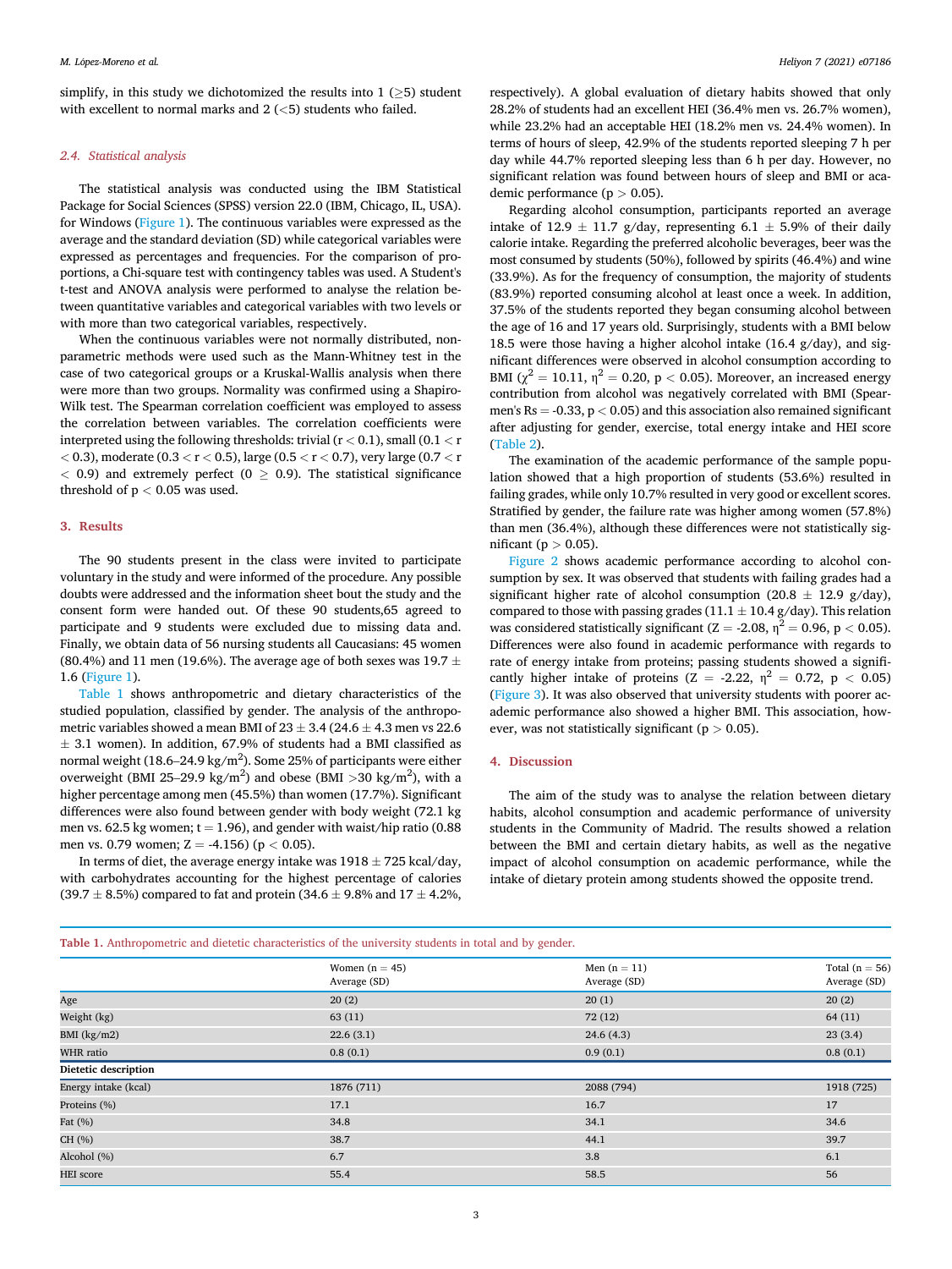simplify, in this study we dichotomized the results into 1 (≥5) student with excellent to normal marks and 2 (<5) students who failed.

### 2.4. Statistical analysis

The statistical analysis was conducted using the IBM Statistical Package for Social Sciences (SPSS) version 22.0 (IBM, Chicago, IL, USA). for Windows (Figure 1). The continuous variables were expressed as the average and the standard deviation (SD) while categorical variables were expressed as percentages and frequencies. For the comparison of proportions, a Chi-square test with contingency tables was used. A Student's t-test and ANOVA analysis were performed to analyse the relation between quantitative variables and categorical variables with two levels or with more than two categorical variables, respectively.

When the continuous variables were not normally distributed, non-parametric methods were used such as the Mann-Whitney test in the case of two categorical groups or a Kruskal-Wallis analysis when there were more than two groups. Normality was confirmed using a Shapiro-Wilk test. The Spearman correlation coefficient was employed to assess the correlation between variables. The correlation coefficients were interpreted using the following thresholds: trivial ($r < 0.1$), small ($0.1 < r < 0.3$), moderate ($0.3 < r < 0.5$), large ($0.5 < r < 0.7$), very large ($0.7 < r < 0.9$) and extremely perfect ($0 \geq 0.9$). The statistical significance threshold of $p < 0.05$ was used.

## 3. Results

The 90 students present in the class were invited to participate voluntary in the study and were informed of the procedure. Any possible doubts were addressed and the information sheet bout the study and the consent form were handed out. Of these 90 students,65 agreed to participate and 9 students were excluded due to missing data and. Finally, we obtain data of 56 nursing students all Caucasians: 45 women (80.4%) and 11 men (19.6%). The average age of both sexes was 19.7 ± 1.6 (Figure 1).

Table 1 shows anthropometric and dietary characteristics of the studied population, classified by gender. The analysis of the anthropometric variables showed a mean BMI of 23 ± 3.4 (24.6 ± 4.3 men vs 22.6 ± 3.1 women). In addition, 67.9% of students had a BMI classified as normal weight (18.6–24.9 kg/m$^2$). Some 25% of participants were either overweight (BMI 25–29.9 kg/m$^2$) and obese (BMI >30 kg/m$^2$), with a higher percentage among men (45.5%) than women (17.7%). Significant differences were also found between gender with body weight (72.1 kg men vs. 62.5 kg women; $t = 1.96$), and gender with waist/hip ratio (0.88 men vs. 0.79 women; $Z = -4.156$) ($p < 0.05$).

In terms of diet, the average energy intake was 1918 ± 725 kcal/day, with carbohydrates accounting for the highest percentage of calories (39.7 ± 8.5%) compared to fat and protein (34.6 ± 9.8% and 17 ± 4.2%, respectively). A global evaluation of dietary habits showed that only 28.2% of students had an excellent HEI (36.4% men vs. 26.7% women), while 23.2% had an acceptable HEI (18.2% men vs. 24.4% women). In terms of hours of sleep, 42.9% of the students reported sleeping 7 h per day while 44.7% reported sleeping less than 6 h per day. However, no significant relation was found between hours of sleep and BMI or academic performance ($p > 0.05$).

Regarding alcohol consumption, participants reported an average intake of 12.9 ± 11.7 g/day, representing 6.1 ± 5.9% of their daily calorie intake. Regarding the preferred alcoholic beverages, beer was the most consumed by students (50%), followed by spirits (46.4%) and wine (33.9%). As for the frequency of consumption, the majority of students (83.9%) reported consuming alcohol at least once a week. In addition, 37.5% of the students reported they began consuming alcohol between the age of 16 and 17 years old. Surprisingly, students with a BMI below 18.5 were those having a higher alcohol intake (16.4 g/day), and significant differences were observed in alcohol consumption according to BMI ($\chi^2 = 10.11$, $\eta^2 = 0.20$, $p < 0.05$). Moreover, an increased energy contribution from alcohol was negatively correlated with BMI (Spearmen's Rs = -0.33, $p < 0.05$) and this association also remained significant after adjusting for gender, exercise, total energy intake and HEI score (Table 2).

The examination of the academic performance of the sample population showed that a high proportion of students (53.6%) resulted in failing grades, while only 10.7% resulted in very good or excellent scores. Stratified by gender, the failure rate was higher among women (57.8%) than men (36.4%), although these differences were not statistically significant ($p > 0.05$).

Figure 2 shows academic performance according to alcohol consumption by sex. It was observed that students with failing grades had a significant higher rate of alcohol consumption (20.8 ± 12.9 g/day), compared to those with passing grades (11.1 ± 10.4 g/day). This relation was considered statistically significant ($Z = -2.08$, $\eta^2 = 0.96$, $p < 0.05$). Differences were also found in academic performance with regards to rate of energy intake from proteins; passing students showed a significantly higher intake of proteins ($Z = -2.22$, $\eta^2 = 0.72$, $p < 0.05$) (Figure 3). It was also observed that university students with poorer academic performance also showed a higher BMI. This association, however, was not statistically significant ($p > 0.05$).

## 4. Discussion

The aim of the study was to analyse the relation between dietary habits, alcohol consumption and academic performance of university students in the Community of Madrid. The results showed a relation between the BMI and certain dietary habits, as well as the negative impact of alcohol consumption on academic performance, while the intake of dietary protein among students showed the opposite trend.

**Table 1.** Anthropometric and dietetic characteristics of the university students in total and by gender.

| | Women (n = 45) Average (SD) | Men (n = 11) Average (SD) | Total (n = 56) Average (SD) |
|---|---|---|---|
| Age | 20 (2) | 20 (1) | 20 (2) |
| Weight (kg) | 63 (11) | 72 (12) | 64 (11) |
| BMI (kg/m2) | 22.6 (3.1) | 24.6 (4.3) | 23 (3.4) |
| WHR ratio | 0.8 (0.1) | 0.9 (0.1) | 0.8 (0.1) |
| **Dietetic description** | | | |
| Energy intake (kcal) | 1876 (711) | 2088 (794) | 1918 (725) |
| Proteins (%) | 17.1 | 16.7 | 17 |
| Fat (%) | 34.8 | 34.1 | 34.6 |
| CH (%) | 38.7 | 44.1 | 39.7 |
| Alcohol (%) | 6.7 | 3.8 | 6.1 |
| HEI score | 55.4 | 58.5 | 56 |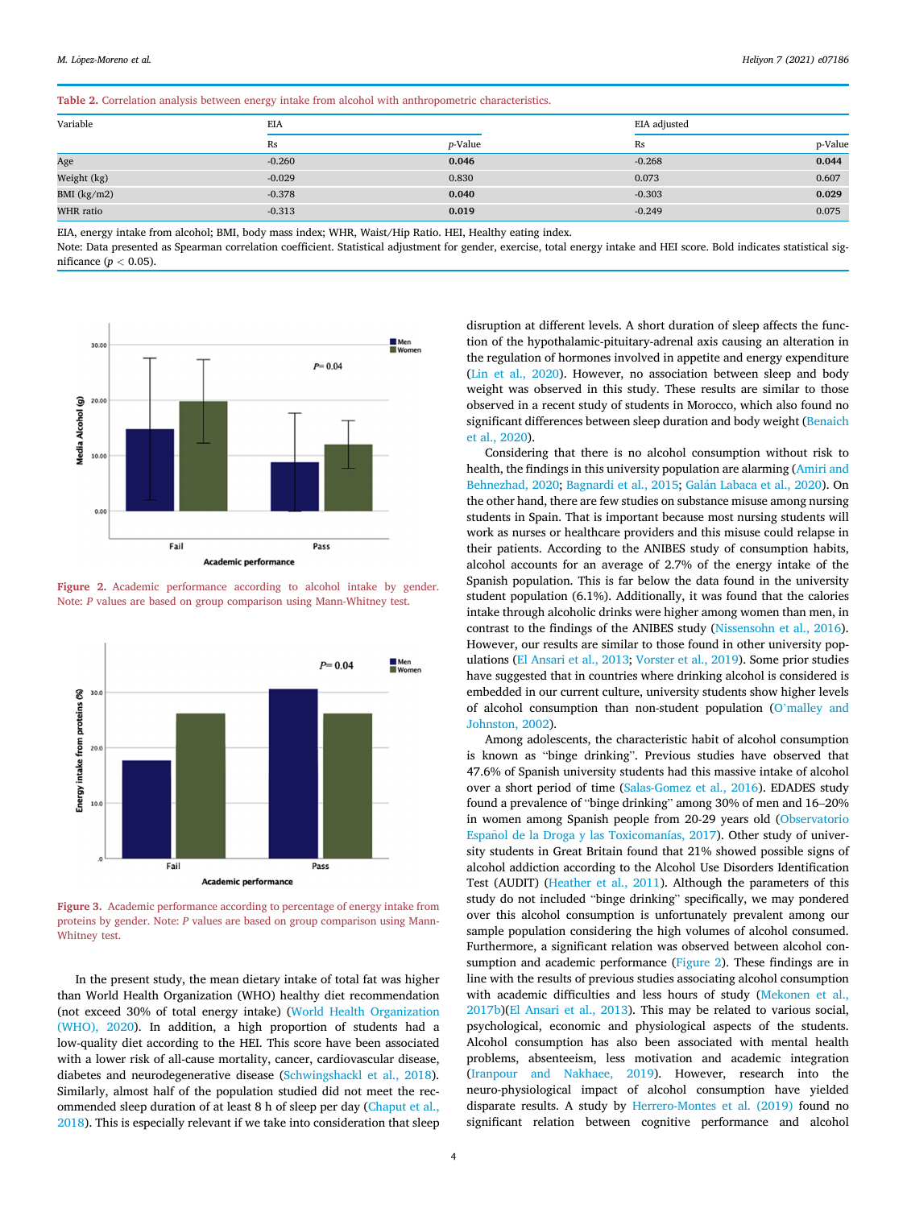**Table 2.** Correlation analysis between energy intake from alcohol with anthropometric characteristics.

| Variable | EIA | | EIA adjusted | |
|---|---|---|---|---|
| | Rs | p-Value | Rs | p-Value |
| Age | -0.260 | **0.046** | -0.268 | **0.044** |
| Weight (kg) | -0.029 | 0.830 | 0.073 | 0.607 |
| BMI (kg/m2) | -0.378 | **0.040** | -0.303 | **0.029** |
| WHR ratio | -0.313 | **0.019** | -0.249 | 0.075 |

EIA, energy intake from alcohol; BMI, body mass index; WHR, Waist/Hip Ratio. HEI, Healthy eating index.
Note: Data presented as Spearman correlation coefficient. Statistical adjustment for gender, exercise, total energy intake and HEI score. Bold indicates statistical significance ($p < 0.05$).

**Figure 2.** Academic performance according to alcohol intake by gender. Note: *P* values are based on group comparison using Mann-Whitney test.

**Figure 3.** Academic performance according to percentage of energy intake from proteins by gender. Note: *P* values are based on group comparison using Mann-Whitney test.

In the present study, the mean dietary intake of total fat was higher than World Health Organization (WHO) healthy diet recommendation (not exceed 30% of total energy intake) (World Health Organization (WHO), 2020). In addition, a high proportion of students had a low-quality diet according to the HEI. This score have been associated with a lower risk of all-cause mortality, cancer, cardiovascular disease, diabetes and neurodegenerative disease (Schwingshackl et al., 2018). Similarly, almost half of the population studied did not meet the recommended sleep duration of at least 8 h of sleep per day (Chaput et al., 2018). This is especially relevant if we take into consideration that sleep disruption at different levels. A short duration of sleep affects the function of the hypothalamic-pituitary-adrenal axis causing an alteration in the regulation of hormones involved in appetite and energy expenditure (Lin et al., 2020). However, no association between sleep and body weight was observed in this study. These results are similar to those observed in a recent study of students in Morocco, which also found no significant differences between sleep duration and body weight (Benaich et al., 2020).

Considering that there is no alcohol consumption without risk to health, the findings in this university population are alarming (Amiri and Behnezhad, 2020; Bagnardi et al., 2015; Galán Labaca et al., 2020). On the other hand, there are few studies on substance misuse among nursing students in Spain. That is important because most nursing students will work as nurses or healthcare providers and this misuse could relapse in their patients. According to the ANIBES study of consumption habits, alcohol accounts for an average of 2.7% of the energy intake of the Spanish population. This is far below the data found in the university student population (6.1%). Additionally, it was found that the calories intake through alcoholic drinks were higher among women than men, in contrast to the findings of the ANIBES study (Nissensohn et al., 2016). However, our results are similar to those found in other university populations (El Ansari et al., 2013; Vorster et al., 2019). Some prior studies have suggested that in countries where drinking alcohol is considered is embedded in our current culture, university students show higher levels of alcohol consumption than non-student population (O'malley and Johnston, 2002).

Among adolescents, the characteristic habit of alcohol consumption is known as "binge drinking". Previous studies have observed that 47.6% of Spanish university students had this massive intake of alcohol over a short period of time (Salas-Gomez et al., 2016). EDADES study found a prevalence of "binge drinking" among 30% of men and 16–20% in women among Spanish people from 20-29 years old (Observatorio Español de la Droga y las Toxicomanías, 2017). Other study of university students in Great Britain found that 21% showed possible signs of alcohol addiction according to the Alcohol Use Disorders Identification Test (AUDIT) (Heather et al., 2011). Although the parameters of this study do not included "binge drinking" specifically, we may pondered over this alcohol consumption is unfortunately prevalent among our sample population considering the high volumes of alcohol consumed. Furthermore, a significant relation was observed between alcohol consumption and academic performance (Figure 2). These findings are in line with the results of previous studies associating alcohol consumption with academic difficulties and less hours of study (Mekonen et al., 2017b)(El Ansari et al., 2013). This may be related to various social, psychological, economic and physiological aspects of the students. Alcohol consumption has also been associated with mental health problems, absenteeism, less motivation and academic integration (Iranpour and Nakhaee, 2019). However, research into the neuro-physiological impact of alcohol consumption have yielded disparate results. A study by Herrero-Montes et al. (2019) found no significant relation between cognitive performance and alcohol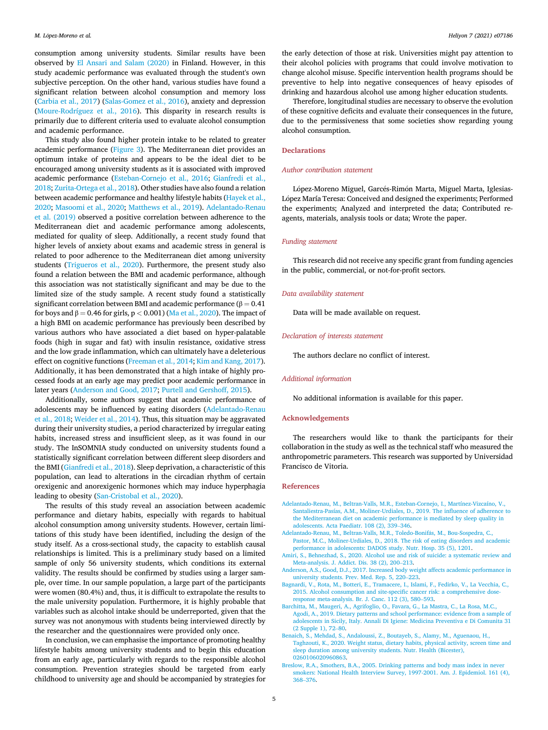consumption among university students. Similar results have been observed by El Ansari and Salam (2020) in Finland. However, in this study academic performance was evaluated through the student's own subjective perception. On the other hand, various studies have found a significant relation between alcohol consumption and memory loss (Carbia et al., 2017) (Salas-Gomez et al., 2016), anxiety and depression (Moure-Rodríguez et al., 2016). This disparity in research results is primarily due to different criteria used to evaluate alcohol consumption and academic performance.

This study also found higher protein intake to be related to greater academic performance (Figure 3). The Mediterranean diet provides an optimum intake of proteins and appears to be the ideal diet to be encouraged among university students as it is associated with improved academic performance (Esteban-Cornejo et al., 2016; Gianfredi et al., 2018; Zurita-Ortega et al., 2018). Other studies have also found a relation between academic performance and healthy lifestyle habits (Hayek et al., 2020; Masoomi et al., 2020; Matthews et al., 2019). Adelantado-Renau et al. (2019) observed a positive correlation between adherence to the Mediterranean diet and academic performance among adolescents, mediated for quality of sleep. Additionally, a recent study found that higher levels of anxiety about exams and academic stress in general is related to poor adherence to the Mediterranean diet among university students (Trigueros et al., 2020). Furthermore, the present study also found a relation between the BMI and academic performance, although this association was not statistically significant and may be due to the limited size of the study sample. A recent study found a statistically significant correlation between BMI and academic performance ($\beta = 0.41$ for boys and $\beta = 0.46$ for girls, $p < 0.001$) (Ma et al., 2020). The impact of a high BMI on academic performance has previously been described by various authors who have associated a diet based on hyper-palatable foods (high in sugar and fat) with insulin resistance, oxidative stress and the low grade inflammation, which can ultimately have a deleterious effect on cognitive functions (Freeman et al., 2014; Kim and Kang, 2017). Additionally, it has been demonstrated that a high intake of highly processed foods at an early age may predict poor academic performance in later years (Anderson and Good, 2017; Purtell and Gershoff, 2015).

Additionally, some authors suggest that academic performance of adolescents may be influenced by eating disorders (Adelantado-Renau et al., 2018; Weider et al., 2014). Thus, this situation may be aggravated during their university studies, a period characterized by irregular eating habits, increased stress and insufficient sleep, as it was found in our study. The InSOMNIA study conducted on university students found a statistically significant correlation between different sleep disorders and the BMI (Gianfredi et al., 2018). Sleep deprivation, a characteristic of this population, can lead to alterations in the circadian rhythm of certain orexigenic and anorexigenic hormones which may induce hyperphagia leading to obesity (San-Cristobal et al., 2020).

The results of this study reveal an association between academic performance and dietary habits, especially with regards to habitual alcohol consumption among university students. However, certain limitations of this study have been identified, including the design of the study itself. As a cross-sectional study, the capacity to establish causal relationships is limited. This is a preliminary study based on a limited sample of only 56 university students, which conditions its external validity. The results should be confirmed by studies using a larger sample, over time. In our sample population, a large part of the participants were women (80.4%) and, thus, it is difficult to extrapolate the results to the male university population. Furthermore, it is highly probable that variables such as alcohol intake should be underreported, given that the survey was not anonymous with students being interviewed directly by the researcher and the questionnaires were provided only once.

In conclusion, we can emphasise the importance of promoting healthy lifestyle habits among university students and to begin this education from an early age, particularly with regards to the responsible alcohol consumption. Prevention strategies should be targeted from early childhood to university age and should be accompanied by strategies for the early detection of those at risk. Universities might pay attention to their alcohol policies with programs that could involve motivation to change alcohol misuse. Specific intervention health programs should be preventive to help into negative consequences of heavy episodes of drinking and hazardous alcohol use among higher education students.

Therefore, longitudinal studies are necessary to observe the evolution of these cognitive deficits and evaluate their consequences in the future, due to the permissiveness that some societies show regarding young alcohol consumption.

## Declarations

### Author contribution statement

López-Moreno Miguel, Garcés-Rimón Marta, Miguel Marta, Iglesias-López María Teresa: Conceived and designed the experiments; Performed the experiments; Analyzed and interpreted the data; Contributed reagents, materials, analysis tools or data; Wrote the paper.

### Funding statement

This research did not receive any specific grant from funding agencies in the public, commercial, or not-for-profit sectors.

### Data availability statement

Data will be made available on request.

### Declaration of interests statement

The authors declare no conflict of interest.

### Additional information

No additional information is available for this paper.

## Acknowledgements

The researchers would like to thank the participants for their collaboration in the study as well as the technical staff who measured the anthropometric parameters. This research was supported by Universidad Francisco de Vitoria.

## References

Adelantado-Renau, M., Beltran-Valls, M.R., Esteban-Cornejo, I., Martínez-Vizcaíno, V., Santaliestra-Pasías, A.M., Moliner-Urdiales, D., 2019. The influence of adherence to the Mediterranean diet on academic performance is mediated by sleep quality in adolescents. Acta Paediatr. 108 (2), 339–346.

Adelantado-Renau, M., Beltran-Valls, M.R., Toledo-Bonifás, M., Bou-Sospedra, C., Pastor, M.C., Moliner-Urdiales, D., 2018. The risk of eating disorders and academic performance in adolescents: DADOS study. Nutr. Hosp. 35 (5), 1201.

Amiri, S., Behnezhad, S., 2020. Alcohol use and risk of suicide: a systematic review and Meta-analysis. J. Addict. Dis. 38 (2), 200–213.

Anderson, A.S., Good, D.J., 2017. Increased body weight affects academic performance in university students. Prev. Med. Rep. 5, 220–223.

Bagnardi, V., Rota, M., Botteri, E., Tramacere, I., Islami, F., Fedirko, V., La Vecchia, C., 2015. Alcohol consumption and site-specific cancer risk: a comprehensive dose-response meta-analysis. Br. J. Canc. 112 (3), 580–593.

Barchitta, M., Maugeri, A., Agrifoglio, O., Favara, G., La Mastra, C., La Rosa, M.C., Agodi, A., 2019. Dietary patterns and school performance: evidence from a sample of adolescents in Sicily, Italy. Annali Di Igiene: Medicina Preventiva e Di Comunita 31 (2 Supple 1), 72–80.

Benaich, S., Mehdad, S., Andaloussi, Z., Boutayeb, S., Alamy, M., Aguenaou, H., Taghzouti, K., 2020. Weight status, dietary habits, physical activity, screen time and sleep duration among university students. Nutr. Health (Bicester), 0260106020960863.

Breslow, R.A., Smothers, B.A., 2005. Drinking patterns and body mass index in never smokers: National Health Interview Survey, 1997-2001. Am. J. Epidemiol. 161 (4), 368–376.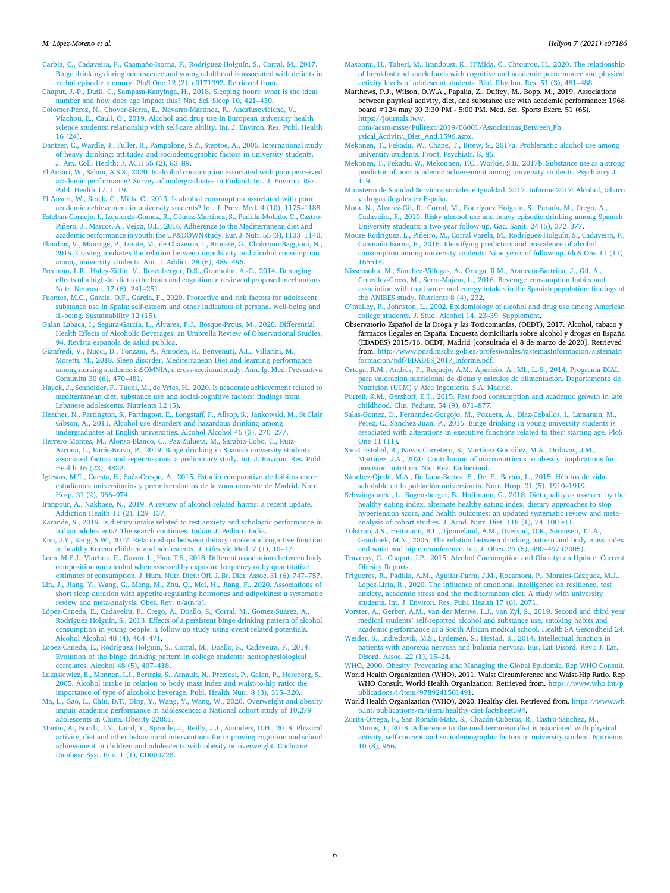Carbia, C., Cadaveira, F., Caamaño-Isorna, F., Rodríguez-Holguín, S., Corral, M., 2017. Binge drinking during adolescence and young adulthood is associated with deficits in verbal episodic memory. PloS One 12 (2), e0171393. Retrieved from.

Chaput, J.-P., Dutil, C., Sampasa-Kanyinga, H., 2018. Sleeping hours: what is the ideal number and how does age impact this? Nat. Sci. Sleep 10, 421–430.

Colomer-Pérez, N., Chover-Sierra, E., Navarro-Martínez, R., Andriusevičienė, V., Vlachou, E., Cauli, O., 2019. Alcohol and drug use in European university health science students: relationship with self-care ability. Int. J. Environ. Res. Publ. Health 16 (24).

Dantzer, C., Wardle, J., Fuller, R., Pampalone, S.Z., Steptoe, A., 2006. International study of heavy drinking: attitudes and sociodemographic factors in university students. J. Am. Coll. Health: J. ACH 55 (2), 83–89.

El Ansari, W., Salam, A.S.S., 2020. Is alcohol consumption associated with poor perceived academic performance? Survey of undergraduates in Finland. Int. J. Environ. Res. Publ. Health 17, 1–19.

El Ansari, W., Stock, C., Mills, C., 2013. Is alcohol consumption associated with poor academic achievement in university students? Int. J. Prev. Med. 4 (10), 1175–1188.

Esteban-Cornejo, I., Izquierdo-Gomez, R., Gómez-Martínez, S., Padilla-Moledo, C., Castro-Piñero, J., Marcos, A., Veiga, O.L., 2016. Adherence to the Mediterranean diet and academic performance in youth: the UP&DOWN study. Eur. J. Nutr. 55 (3), 1133–1140.

Flaudias, V., Maurage, P., Izaute, M., de Chazeron, I., Brousse, G., Chakroun-Baggioni, N., 2019. Craving mediates the relation between impulsivity and alcohol consumption among university students. Am. J. Addict. 28 (6), 489–496.

Freeman, L.R., Haley-Zitlin, V., Rosenberger, D.S., Granholm, A.-C., 2014. Damaging effects of a high-fat diet to the brain and cognition: a review of proposed mechanisms. Nutr. Neurosci. 17 (6), 241–251.

Fuentes, M.C., Garcia, O.F., Garcia, F., 2020. Protective and risk factors for adolescent substance use in Spain: self-esteem and other indicators of personal well-being and ill-being. Sustainability 12 (15).

Galán Labaca, I., Segura-García, L., Álvarez, F.J., Bosque-Prous, M., 2020. Differential Health Effects of Alcoholic Beverages: an Umbrella Review of Observational Studies, 94. Revista espanola de salud publica.

Gianfredi, V., Nucci, D., Tonzani, A., Amodeo, R., Benvenuti, A.L., Villarini, M., Moretti, M., 2018. Sleep disorder, Mediterranean Diet and learning performance among nursing students: inSOMNIA, a cross-sectional study. Ann. Ig. Med. Preventiva Comunita 30 (6), 470–481.

Hayek, J., Schneider, F., Tueni, M., de Vries, H., 2020. Is academic achievement related to mediterranean diet, substance use and social-cognitive factors: findings from Lebanese adolescents. Nutrients 12 (5).

Heather, N., Partington, S., Partington, E., Longstaff, F., Allsop, S., Jankowski, M., St Clair Gibson, A., 2011. Alcohol use disorders and hazardous drinking among undergraduates at English universities. Alcohol Alcohol 46 (3), 270–277.

Herrero-Montes, M., Alonso-Blanco, C., Paz-Zulueta, M., Sarabia-Cobo, C., Ruiz-Azcona, L., Parás-Bravo, P., 2019. Binge drinking in Spanish university students: associated factors and repercussions: a preliminary study. Int. J. Environ. Res. Publ. Health 16 (23), 4822.

Iglesias, M.T., Cuesta, E., Saéz-Crespo, A., 2015. Estudio comparativo de hábitos entre estudiantes universitarios y preuniversitarios de la zona noroeste de Madrid. Nutr. Hosp. 31 (2), 966–974.

Iranpour, A., Nakhaee, N., 2019. A review of alcohol-related harms: a recent update. Addiction Health 11 (2), 129–137.

Karande, S., 2019. Is dietary intake related to test anxiety and scholastic performance in Indian adolescents? The search continues. Indian J. Pediatr. India.

Kim, J.Y., Kang, S.W., 2017. Relationships between dietary intake and cognitive function in healthy Korean children and adolescents. J. Lifestyle Med. 7 (1), 10–17.

Lean, M.E.J., Vlachou, P., Govan, L., Han, T.S., 2018. Different associations between body composition and alcohol when assessed by exposure frequency or by quantitative estimates of consumption. J. Hum. Nutr. Diet.: Off. J. Br. Diet. Assoc. 31 (6), 747–757.

Lin, J., Jiang, Y., Wang, G., Meng, M., Zhu, Q., Mei, H., Jiang, F., 2020. Associations of short sleep duration with appetite-regulating hormones and adipokines: a systematic review and meta-analysis. Obes. Rev. n/a(n/a).

López-Caneda, E., Cadaveira, F., Crego, A., Doallo, S., Corral, M., Gómez-Suárez, A., Rodríguez Holguín, S., 2013. Effects of a persistent binge drinking pattern of alcohol consumption in young people: a follow-up study using event-related potentials. Alcohol Alcohol 48 (4), 464–471.

López-Caneda, E., Rodríguez Holguín, S., Corral, M., Doallo, S., Cadaveira, F., 2014. Evolution of the binge drinking pattern in college students: neurophysiological correlates. Alcohol 48 (5), 407–418.

Lukasiewicz, E., Mennen, L.I., Bertrais, S., Arnault, N., Preziosi, P., Galan, P., Hercberg, S., 2005. Alcohol intake in relation to body mass index and waist-to-hip ratio: the importance of type of alcoholic beverage. Publ. Health Nutr. 8 (3), 315–320.

Ma, L., Gao, L., Chiu, D.T., Ding, Y., Wang, Y., Wang, W., 2020. Overweight and obesity impair academic performance in adolescence: a National cohort study of 10,279 adolescents in China. Obesity 22801.

Martin, A., Booth, J.N., Laird, Y., Sproule, J., Reilly, J.J., Saunders, D.H., 2018. Physical activity, diet and other behavioural interventions for improving cognition and school achievement in children and adolescents with obesity or overweight. Cochrane Database Syst. Rev. 1 (1), CD009728.

Masoomi, H., Taheri, M., Irandoust, K., H'Mida, C., Chtourou, H., 2020. The relationship of breakfast and snack foods with cognitive and academic performance and physical activity levels of adolescent students. Biol. Rhythm. Res. 51 (3), 481–488.

Matthews, P.J., Wilson, O.W.A., Papalia, Z., Duffey, M., Bopp, M., 2019. Associations between physical activity, diet, and substance use with academic performance: 1968 board #124 may 30 3:30 PM - 5:00 PM. Med. Sci. Sports Exerc. 51 (6S). https://journals.lww.com/acsm-msse/Fulltext/2019/06001/Associations_Between_Physical_Activity,_Diet,_And.1596.aspx.

Mekonen, T., Fekadu, W., Chane, T., Bitew, S., 2017a. Problematic alcohol use among university students. Front. Psychiatr. 8, 86.

Mekonen, T., Fekadu, W., Mekonnen, T.C., Workie, S.B., 2017b. Substance use as a strong predictor of poor academic achievement among university students. Psychiatry J. 1–9.

Ministerio de Sanidad Servicios sociales e Igualdad, 2017. Informe 2017: Alcohol, tabaco y drogas ilegales en España.

Mota, N., Alvarez-Gil, R., Corral, M., Rodríguez Holguín, S., Parada, M., Crego, A., Cadaveira, F., 2010. Risky alcohol use and heavy episodic drinking among Spanish University students: a two-year follow-up. Gac. Sanit. 24 (5), 372–377.

Moure-Rodríguez, L., Piñeiro, M., Corral Varela, M., Rodríguez-Holguín, S., Cadaveira, F., Caamaño-Isorna, F., 2016. Identifying predictors and prevalence of alcohol consumption among university students: Nine years of follow-up. PloS One 11 (11), 165514.

Nissensohn, M., Sánchez-Villegas, A., Ortega, R.M., Aranceta-Bartrina, J., Gil, Á., González-Gross, M., Serra-Majem, L., 2016. Beverage consumption habits and association with total water and energy intakes in the Spanish population: findings of the ANIBES study. Nutrients 8 (4), 232.

O'malley, P., Johnston, L., 2002. Epidemiology of alcohol and drug use among American college students. J. Stud. Alcohol 14, 23–39. Supplement.

Observatorio Español de la Droga y las Toxicomanías, (OEDT), 2017. Alcohol, tabaco y fármacos ilegales en España. Encuesta domiciliaria sobre alcohol y drogas en España (EDADES) 2015/16. OEDT, Madrid [consultada el 8 de marzo de 2020]. Retrieved from. http://www.pnsd.mscbs.gob.es/profesionales/sistemasInformacion/sistemaInformacion/pdf/EDADES_2017_Informe.pdf.

Ortega, R.M., Andrés, P., Requejo, A.M., Aparicio, A., ML, L.-S., 2014. Programa DIAL para valoración nutricional de dietas y cálculos de alimentación. Departamento de Nutrición (UCM) y Alce Ingeniería, S.A, Madrid.

Purtell, K.M., Gershoff, E.T., 2015. Fast food consumption and academic growth in late childhood. Clin. Pediatr. 54 (9), 871–877.

Salas-Gomez, D., Fernandez-Gorgojo, M., Pozueta, A., Diaz-Ceballos, I., Lamarain, M., Perez, C., Sanchez-Juan, P., 2016. Binge drinking in young university students is associated with alterations in executive functions related to their starting age. PloS One 11 (11).

San-Cristobal, R., Navas-Carretero, S., Martínez-González, M.Á., Ordovas, J.M., Martínez, J.A., 2020. Contribution of macronutrients to obesity: implications for precision nutrition. Nat. Rev. Endocrinol.

Sánchez-Ojeda, M.A., De Luna-Bertos, E., De, E., Bertos, L., 2015. Hábitos de vida saludable en la población universitaria. Nutr. Hosp. 31 (5), 1910–1919.

Schwingshackl, L., Bogensberger, B., Hoffmann, G., 2018. Diet quality as assessed by the healthy eating index, alternate healthy eating index, dietary approaches to stop hypertension score, and health outcomes: an updated systematic review and meta-analysis of cohort studies. J. Acad. Nutr. Diet. 118 (1), 74–100 e11.

Tolstrup, J.S., Heitmann, B.L., Tjønneland, A.M., Overvad, O.K., Sørensen, T.I.A., Grønbaek, M.N., 2005. The relation between drinking pattern and body mass index and waist and hip circumference. Int. J. Obes. 29 (5), 490–497 (2005).

Traversy, G., Chaput, J.P., 2015. Alcohol Consumption and Obesity: an Update. Current Obesity Reports.

Trigueros, R., Padilla, A.M., Aguilar-Parra, J.M., Rocamora, P., Morales-Gázquez, M.J., López-Liria, R., 2020. The influence of emotional intelligence on resilience, test anxiety, academic stress and the mediterranean diet. A study with university students. Int. J. Environ. Res. Publ. Health 17 (6), 2071.

Vorster, A., Gerber, A.M., van der Merwe, L.J., van Zyl, S., 2019. Second and third year medical students' self-reported alcohol and substance use, smoking habits and academic performance at a South African medical school. Health SA Gesondheid 24.

Weider, S., Indredavik, M.S., Lydersen, S., Hestad, K., 2014. Intellectual function in patients with anorexia nervosa and bulimia nervosa. Eur. Eat Disord. Rev.: J. Eat. Disord. Assoc. 22 (1), 15–24.

WHO, 2000. Obesity: Preventing and Managing the Global Epidemic. Rep WHO Consult.

World Health Organization (WHO), 2011. Waist Circumference and Waist-Hip Ratio. Rep WHO Consult. World Health Organization. Retrieved from. https://www.who.int/publications/i/item/9789241501491.

World Health Organization (WHO), 2020. Healthy diet. Retrieved from. https://www.who.int/publications/m/item/healthy-diet-factsheet394.

Zurita-Ortega, F., San Román-Mata, S., Chacón-Cuberos, R., Castro-Sánchez, M., Muros, J., 2018. Adherence to the mediterranean diet is associated with physical activity, self-concept and sociodemographic factors in university student. Nutrients 10 (8), 966.